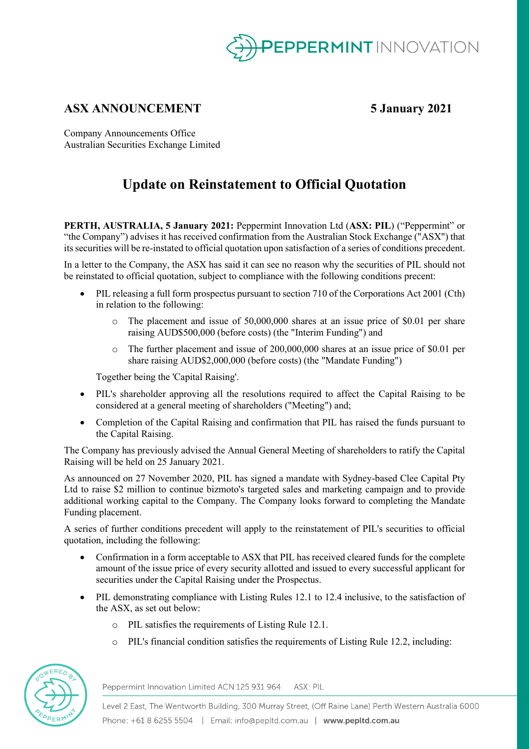## ASX ANNOUNCEMENT

**5 January 2021**

Company Announcements Office
Australian Securities Exchange Limited

# Update on Reinstatement to Official Quotation

**PERTH, AUSTRALIA, 5 January 2021:** Peppermint Innovation Ltd (**ASX: PIL**) ("Peppermint" or "the Company") advises it has received confirmation from the Australian Stock Exchange ("ASX") that its securities will be re-instated to official quotation upon satisfaction of a series of conditions precedent.

In a letter to the Company, the ASX has said it can see no reason why the securities of PIL should not be reinstated to official quotation, subject to compliance with the following conditions precent:

- PIL releasing a full form prospectus pursuant to section 710 of the Corporations Act 2001 (Cth) in relation to the following:
  - The placement and issue of 50,000,000 shares at an issue price of $0.01 per share raising AUD$500,000 (before costs) (the "Interim Funding") and
  - The further placement and issue of 200,000,000 shares at an issue price of $0.01 per share raising AUD$2,000,000 (before costs) (the "Mandate Funding")

  Together being the 'Capital Raising'.
- PIL's shareholder approving all the resolutions required to affect the Capital Raising to be considered at a general meeting of shareholders ("Meeting") and;
- Completion of the Capital Raising and confirmation that PIL has raised the funds pursuant to the Capital Raising.

The Company has previously advised the Annual General Meeting of shareholders to ratify the Capital Raising will be held on 25 January 2021.

As announced on 27 November 2020, PIL has signed a mandate with Sydney-based Clee Capital Pty Ltd to raise $2 million to continue bizmoto's targeted sales and marketing campaign and to provide additional working capital to the Company. The Company looks forward to completing the Mandate Funding placement.

A series of further conditions precedent will apply to the reinstatement of PIL's securities to official quotation, including the following:

- Confirmation in a form acceptable to ASX that PIL has received cleared funds for the complete amount of the issue price of every security allotted and issued to every successful applicant for securities under the Capital Raising under the Prospectus.
- PIL demonstrating compliance with Listing Rules 12.1 to 12.4 inclusive, to the satisfaction of the ASX, as set out below:
  - PIL satisfies the requirements of Listing Rule 12.1.
  - PIL's financial condition satisfies the requirements of Listing Rule 12.2, including: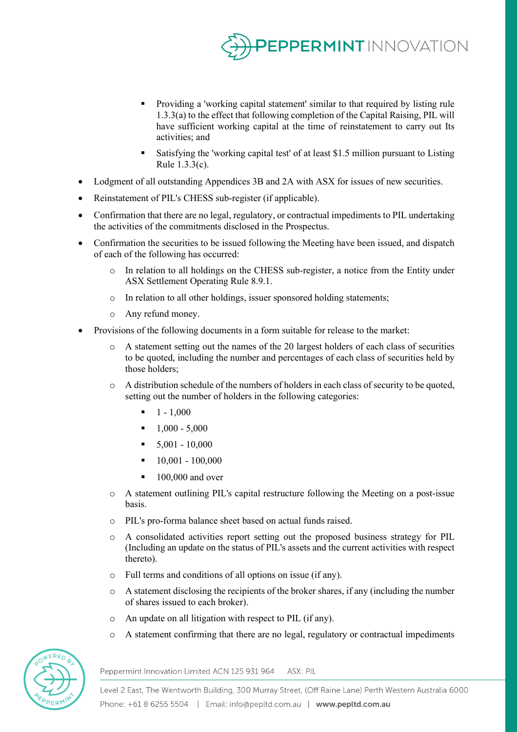- Providing a 'working capital statement' similar to that required by listing rule 1.3.3(a) to the effect that following completion of the Capital Raising, PIL will have sufficient working capital at the time of reinstatement to carry out Its activities; and
        - Satisfying the 'working capital test' of at least $1.5 million pursuant to Listing Rule 1.3.3(c).

- Lodgment of all outstanding Appendices 3B and 2A with ASX for issues of new securities.
- Reinstatement of PIL's CHESS sub-register (if applicable).
- Confirmation that there are no legal, regulatory, or contractual impediments to PIL undertaking the activities of the commitments disclosed in the Prospectus.
- Confirmation the securities to be issued following the Meeting have been issued, and dispatch of each of the following has occurred:
    - In relation to all holdings on the CHESS sub-register, a notice from the Entity under ASX Settlement Operating Rule 8.9.1.
    - In relation to all other holdings, issuer sponsored holding statements;
    - Any refund money.
- Provisions of the following documents in a form suitable for release to the market:
    - A statement setting out the names of the 20 largest holders of each class of securities to be quoted, including the number and percentages of each class of securities held by those holders;
    - A distribution schedule of the numbers of holders in each class of security to be quoted, setting out the number of holders in the following categories:
        - 1 - 1,000
        - 1,000 - 5,000
        - 5,001 - 10,000
        - 10,001 - 100,000
        - 100,000 and over
    - A statement outlining PIL's capital restructure following the Meeting on a post-issue basis.
    - PIL's pro-forma balance sheet based on actual funds raised.
    - A consolidated activities report setting out the proposed business strategy for PIL (Including an update on the status of PIL's assets and the current activities with respect thereto).
    - Full terms and conditions of all options on issue (if any).
    - A statement disclosing the recipients of the broker shares, if any (including the number of shares issued to each broker).
    - An update on all litigation with respect to PIL (if any).
    - A statement confirming that there are no legal, regulatory or contractual impediments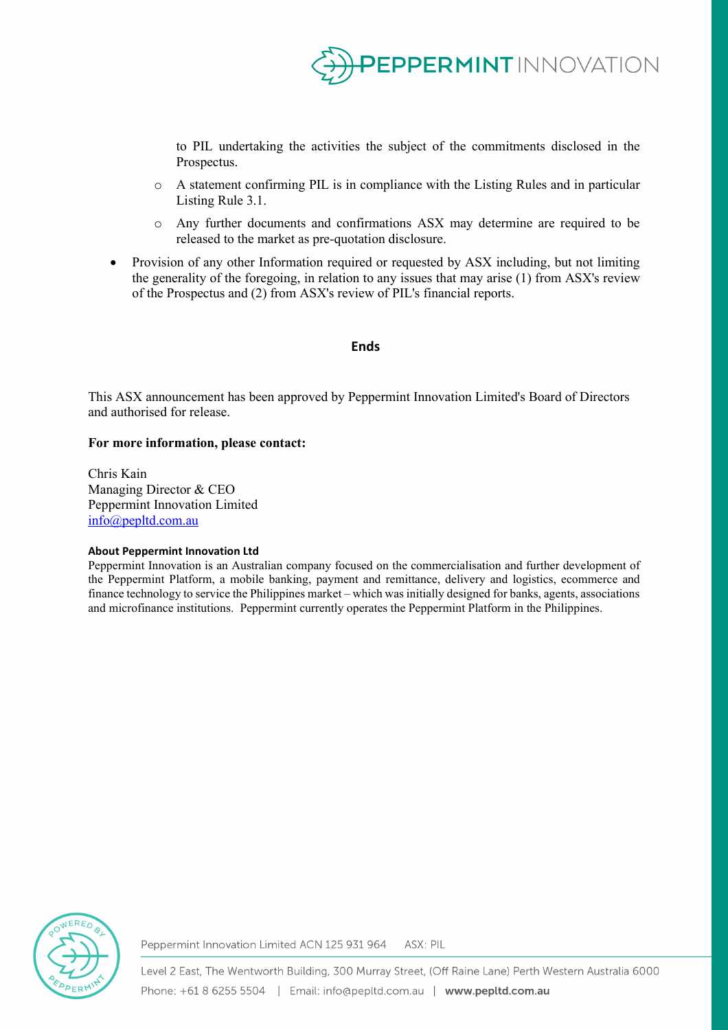to PIL undertaking the activities the subject of the commitments disclosed in the Prospectus.

  - A statement confirming PIL is in compliance with the Listing Rules and in particular Listing Rule 3.1.
  - Any further documents and confirmations ASX may determine are required to be released to the market as pre-quotation disclosure.

- Provision of any other Information required or requested by ASX including, but not limiting the generality of the foregoing, in relation to any issues that may arise (1) from ASX's review of the Prospectus and (2) from ASX's review of PIL's financial reports.

**Ends**

This ASX announcement has been approved by Peppermint Innovation Limited's Board of Directors and authorised for release.

**For more information, please contact:**

Chris Kain
Managing Director & CEO
Peppermint Innovation Limited
info@pepltd.com.au

**About Peppermint Innovation Ltd**

Peppermint Innovation is an Australian company focused on the commercialisation and further development of the Peppermint Platform, a mobile banking, payment and remittance, delivery and logistics, ecommerce and finance technology to service the Philippines market – which was initially designed for banks, agents, associations and microfinance institutions. Peppermint currently operates the Peppermint Platform in the Philippines.